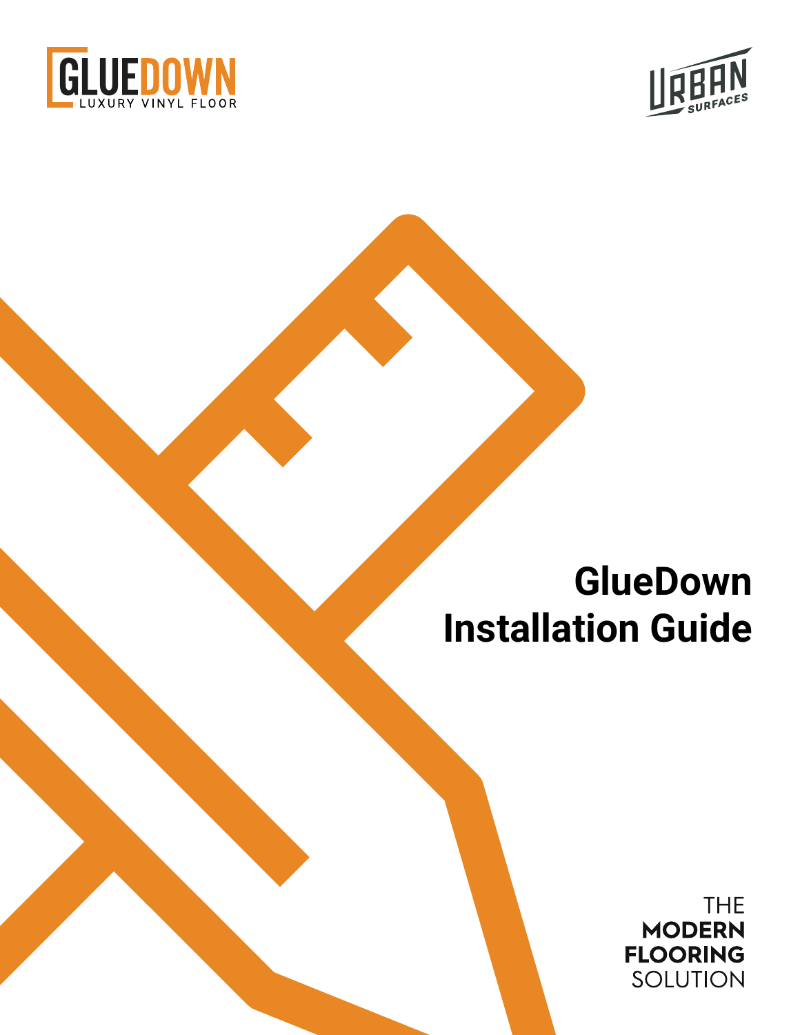GLUEDOWN
LUXURY VINYL FLOOR

URBAN SURFACES

# GlueDown Installation Guide

THE **MODERN FLOORING** SOLUTION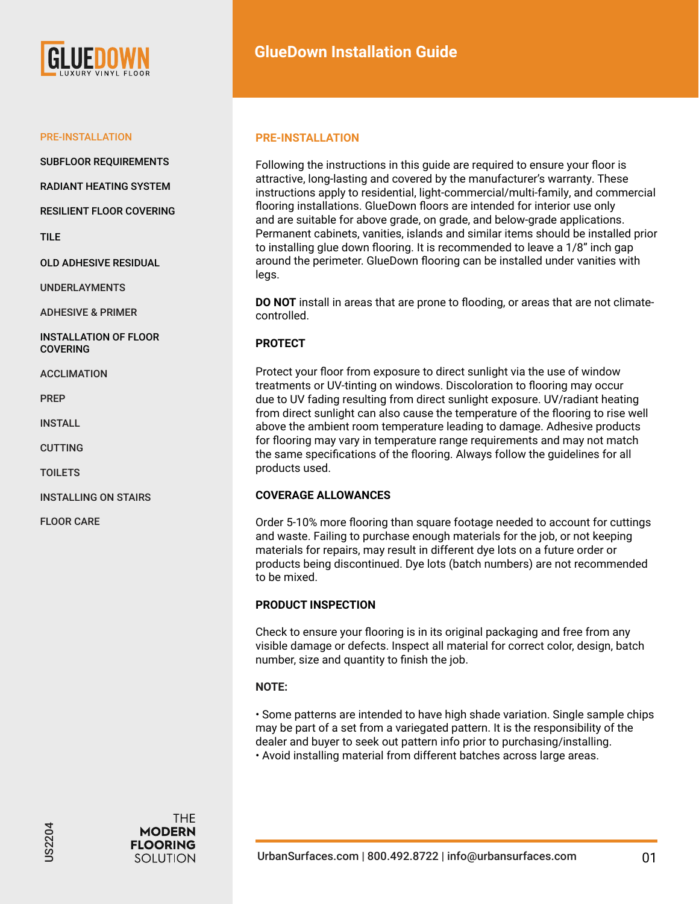# GlueDown Installation Guide

- PRE-INSTALLATION
- SUBFLOOR REQUIREMENTS
- RADIANT HEATING SYSTEM
- RESILIENT FLOOR COVERING
- TILE
- OLD ADHESIVE RESIDUAL
- UNDERLAYMENTS
- ADHESIVE & PRIMER
- INSTALLATION OF FLOOR COVERING
- ACCLIMATION
- PREP
- INSTALL
- CUTTING
- TOILETS
- INSTALLING ON STAIRS
- FLOOR CARE

## PRE-INSTALLATION

Following the instructions in this guide are required to ensure your floor is attractive, long-lasting and covered by the manufacturer's warranty. These instructions apply to residential, light-commercial/multi-family, and commercial flooring installations. GlueDown floors are intended for interior use only and are suitable for above grade, on grade, and below-grade applications. Permanent cabinets, vanities, islands and similar items should be installed prior to installing glue down flooring. It is recommended to leave a 1/8" inch gap around the perimeter. GlueDown flooring can be installed under vanities with legs.

**DO NOT** install in areas that are prone to flooding, or areas that are not climate-controlled.

### PROTECT

Protect your floor from exposure to direct sunlight via the use of window treatments or UV-tinting on windows. Discoloration to flooring may occur due to UV fading resulting from direct sunlight exposure. UV/radiant heating from direct sunlight can also cause the temperature of the flooring to rise well above the ambient room temperature leading to damage. Adhesive products for flooring may vary in temperature range requirements and may not match the same specifications of the flooring. Always follow the guidelines for all products used.

### COVERAGE ALLOWANCES

Order 5-10% more flooring than square footage needed to account for cuttings and waste. Failing to purchase enough materials for the job, or not keeping materials for repairs, may result in different dye lots on a future order or products being discontinued. Dye lots (batch numbers) are not recommended to be mixed.

### PRODUCT INSPECTION

Check to ensure your flooring is in its original packaging and free from any visible damage or defects. Inspect all material for correct color, design, batch number, size and quantity to finish the job.

### NOTE:

- Some patterns are intended to have high shade variation. Single sample chips may be part of a set from a variegated pattern. It is the responsibility of the dealer and buyer to seek out pattern info prior to purchasing/installing.
- Avoid installing material from different batches across large areas.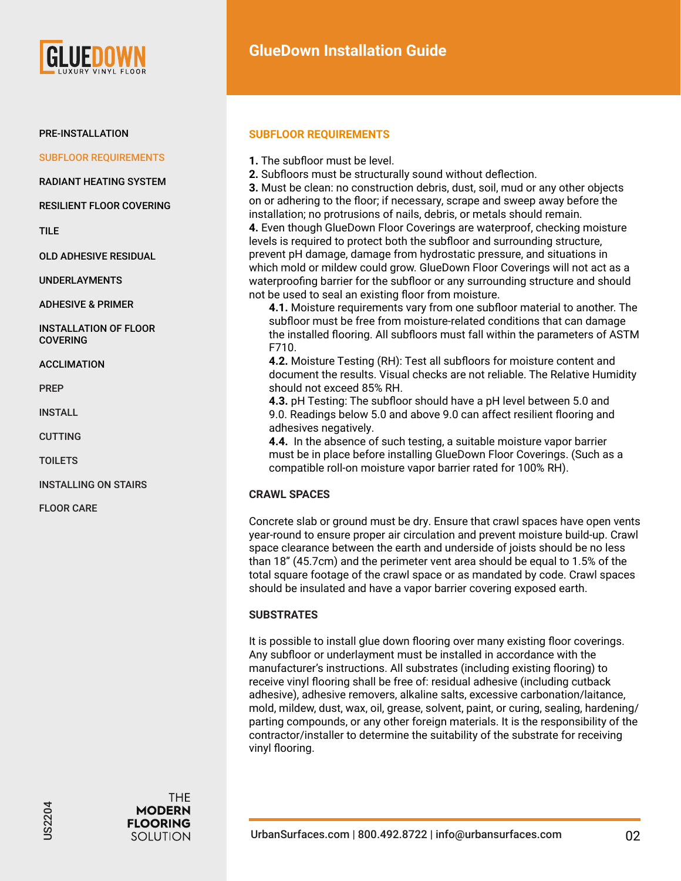## SUBFLOOR REQUIREMENTS

**1.** The subfloor must be level.
**2.** Subfloors must be structurally sound without deflection.
**3.** Must be clean: no construction debris, dust, soil, mud or any other objects on or adhering to the floor; if necessary, scrape and sweep away before the installation; no protrusions of nails, debris, or metals should remain.
**4.** Even though GlueDown Floor Coverings are waterproof, checking moisture levels is required to protect both the subfloor and surrounding structure, prevent pH damage, damage from hydrostatic pressure, and situations in which mold or mildew could grow. GlueDown Floor Coverings will not act as a waterproofing barrier for the subfloor or any surrounding structure and should not be used to seal an existing floor from moisture.

- **4.1.** Moisture requirements vary from one subfloor material to another. The subfloor must be free from moisture-related conditions that can damage the installed flooring. All subfloors must fall within the parameters of ASTM F710.
- **4.2.** Moisture Testing (RH): Test all subfloors for moisture content and document the results. Visual checks are not reliable. The Relative Humidity should not exceed 85% RH.
- **4.3.** pH Testing: The subfloor should have a pH level between 5.0 and 9.0. Readings below 5.0 and above 9.0 can affect resilient flooring and adhesives negatively.
- **4.4.** In the absence of such testing, a suitable moisture vapor barrier must be in place before installing GlueDown Floor Coverings. (Such as a compatible roll-on moisture vapor barrier rated for 100% RH).

### CRAWL SPACES

Concrete slab or ground must be dry. Ensure that crawl spaces have open vents year-round to ensure proper air circulation and prevent moisture build-up. Crawl space clearance between the earth and underside of joists should be no less than 18" (45.7cm) and the perimeter vent area should be equal to 1.5% of the total square footage of the crawl space or as mandated by code. Crawl spaces should be insulated and have a vapor barrier covering exposed earth.

### SUBSTRATES

It is possible to install glue down flooring over many existing floor coverings. Any subfloor or underlayment must be installed in accordance with the manufacturer's instructions. All substrates (including existing flooring) to receive vinyl flooring shall be free of: residual adhesive (including cutback adhesive), adhesive removers, alkaline salts, excessive carbonation/laitance, mold, mildew, dust, wax, oil, grease, solvent, paint, or curing, sealing, hardening/parting compounds, or any other foreign materials. It is the responsibility of the contractor/installer to determine the suitability of the substrate for receiving vinyl flooring.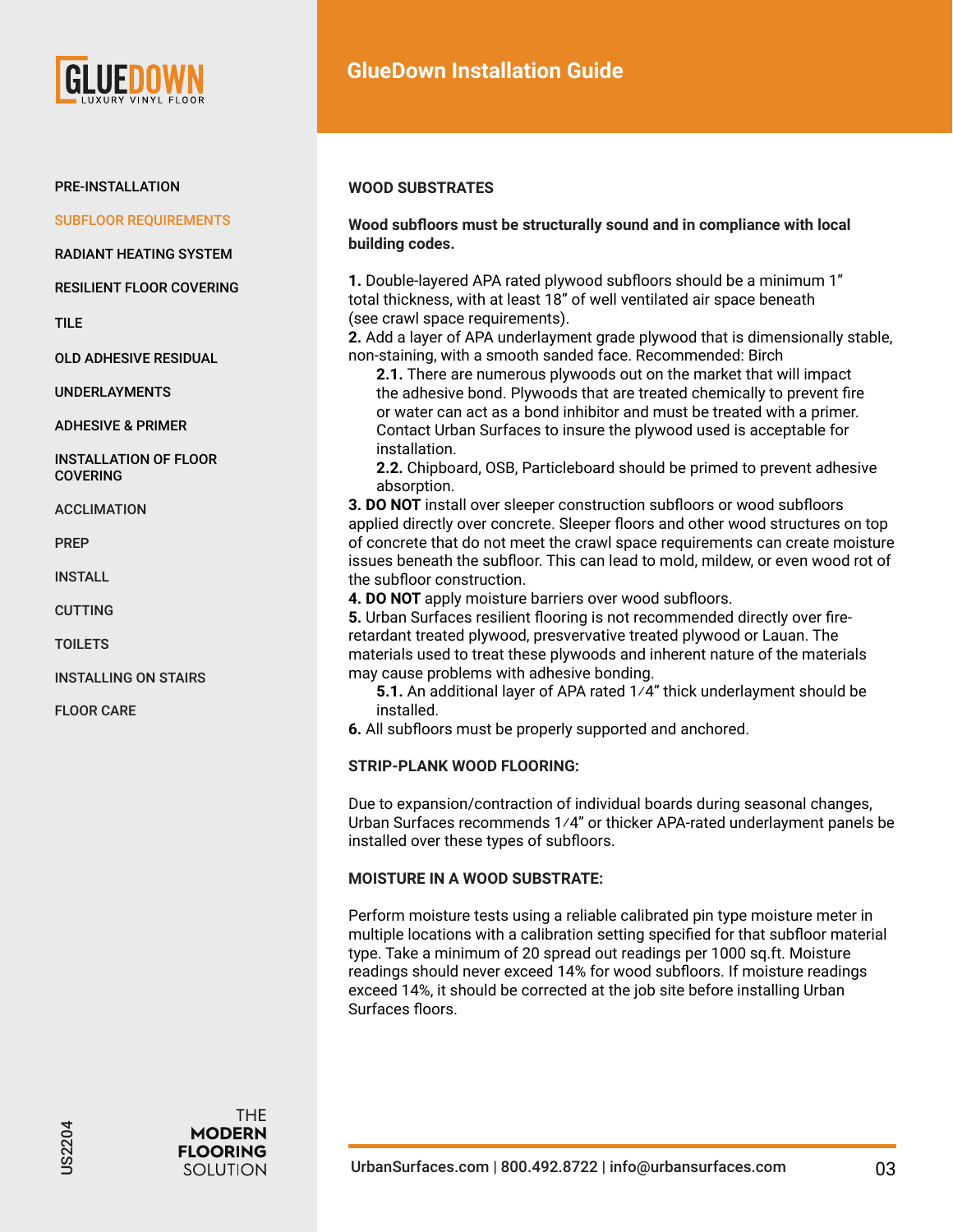## WOOD SUBSTRATES

**Wood subfloors must be structurally sound and in compliance with local building codes.**

**1.** Double-layered APA rated plywood subfloors should be a minimum 1" total thickness, with at least 18" of well ventilated air space beneath (see crawl space requirements).

**2.** Add a layer of APA underlayment grade plywood that is dimensionally stable, non-staining, with a smooth sanded face. Recommended: Birch

- **2.1.** There are numerous plywoods out on the market that will impact the adhesive bond. Plywoods that are treated chemically to prevent fire or water can act as a bond inhibitor and must be treated with a primer. Contact Urban Surfaces to insure the plywood used is acceptable for installation.
- **2.2.** Chipboard, OSB, Particleboard should be primed to prevent adhesive absorption.

**3. DO NOT** install over sleeper construction subfloors or wood subfloors applied directly over concrete. Sleeper floors and other wood structures on top of concrete that do not meet the crawl space requirements can create moisture issues beneath the subfloor. This can lead to mold, mildew, or even wood rot of the subfloor construction.

**4. DO NOT** apply moisture barriers over wood subfloors.

**5.** Urban Surfaces resilient flooring is not recommended directly over fire-retardant treated plywood, presvervative treated plywood or Lauan. The materials used to treat these plywoods and inherent nature of the materials may cause problems with adhesive bonding.

- **5.1.** An additional layer of APA rated 1⁄4" thick underlayment should be installed.

**6.** All subfloors must be properly supported and anchored.

### STRIP-PLANK WOOD FLOORING:

Due to expansion/contraction of individual boards during seasonal changes, Urban Surfaces recommends 1⁄4" or thicker APA-rated underlayment panels be installed over these types of subfloors.

### MOISTURE IN A WOOD SUBSTRATE:

Perform moisture tests using a reliable calibrated pin type moisture meter in multiple locations with a calibration setting specified for that subfloor material type. Take a minimum of 20 spread out readings per 1000 sq.ft. Moisture readings should never exceed 14% for wood subfloors. If moisture readings exceed 14%, it should be corrected at the job site before installing Urban Surfaces floors.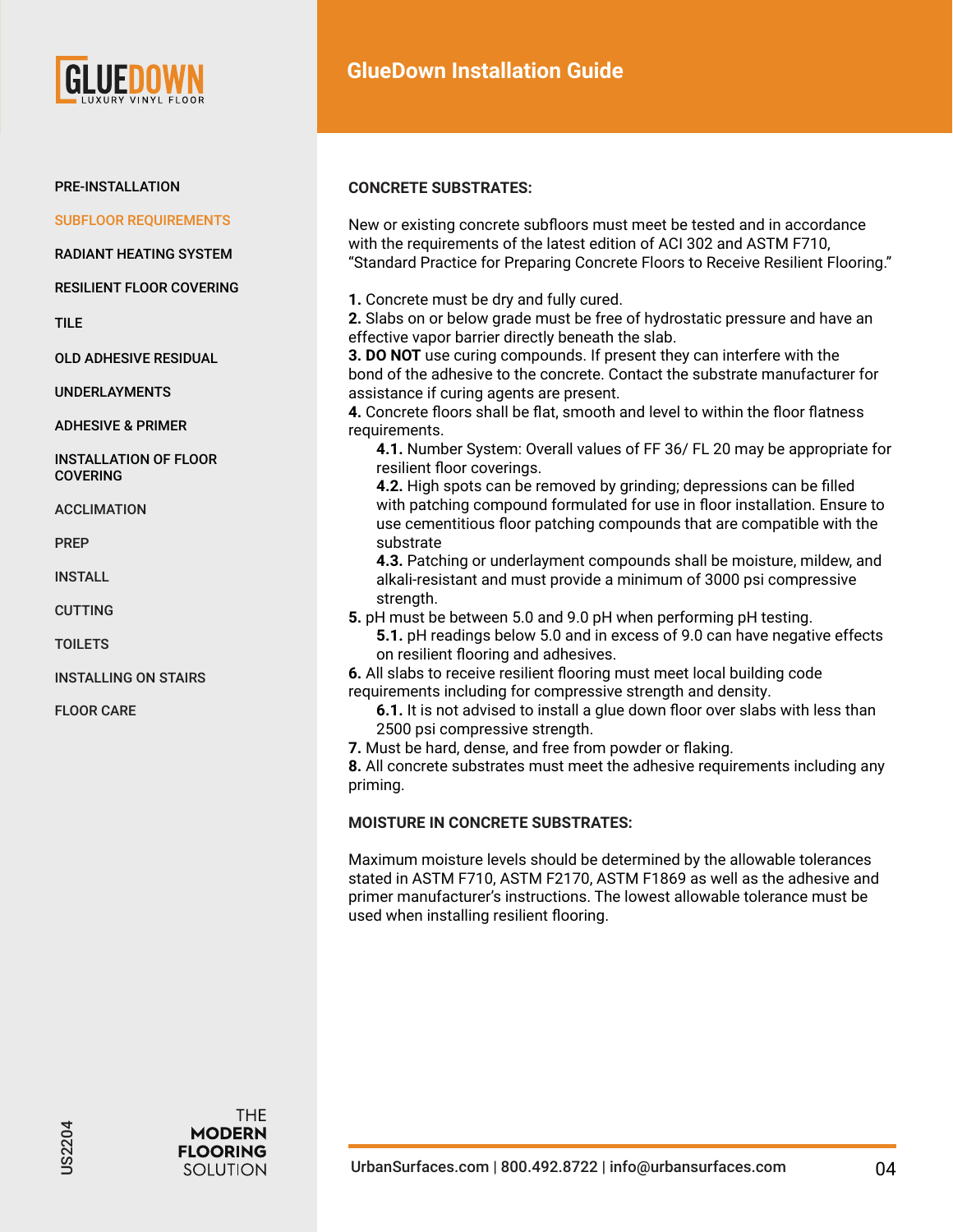**CONCRETE SUBSTRATES:**

New or existing concrete subfloors must meet be tested and in accordance with the requirements of the latest edition of ACI 302 and ASTM F710, “Standard Practice for Preparing Concrete Floors to Receive Resilient Flooring.”

**1.** Concrete must be dry and fully cured.
**2.** Slabs on or below grade must be free of hydrostatic pressure and have an effective vapor barrier directly beneath the slab.
**3. DO NOT** use curing compounds. If present they can interfere with the bond of the adhesive to the concrete. Contact the substrate manufacturer for assistance if curing agents are present.
**4.** Concrete floors shall be flat, smooth and level to within the floor flatness requirements.

> **4.1.** Number System: Overall values of FF 36/ FL 20 may be appropriate for resilient floor coverings.
> **4.2.** High spots can be removed by grinding; depressions can be filled with patching compound formulated for use in floor installation. Ensure to use cementitious floor patching compounds that are compatible with the substrate
> **4.3.** Patching or underlayment compounds shall be moisture, mildew, and alkali-resistant and must provide a minimum of 3000 psi compressive strength.

**5.** pH must be between 5.0 and 9.0 pH when performing pH testing.

> **5.1.** pH readings below 5.0 and in excess of 9.0 can have negative effects on resilient flooring and adhesives.

**6.** All slabs to receive resilient flooring must meet local building code requirements including for compressive strength and density.

> **6.1.** It is not advised to install a glue down floor over slabs with less than 2500 psi compressive strength.

**7.** Must be hard, dense, and free from powder or flaking.
**8.** All concrete substrates must meet the adhesive requirements including any priming.

**MOISTURE IN CONCRETE SUBSTRATES:**

Maximum moisture levels should be determined by the allowable tolerances stated in ASTM F710, ASTM F2170, ASTM F1869 as well as the adhesive and primer manufacturer’s instructions. The lowest allowable tolerance must be used when installing resilient flooring.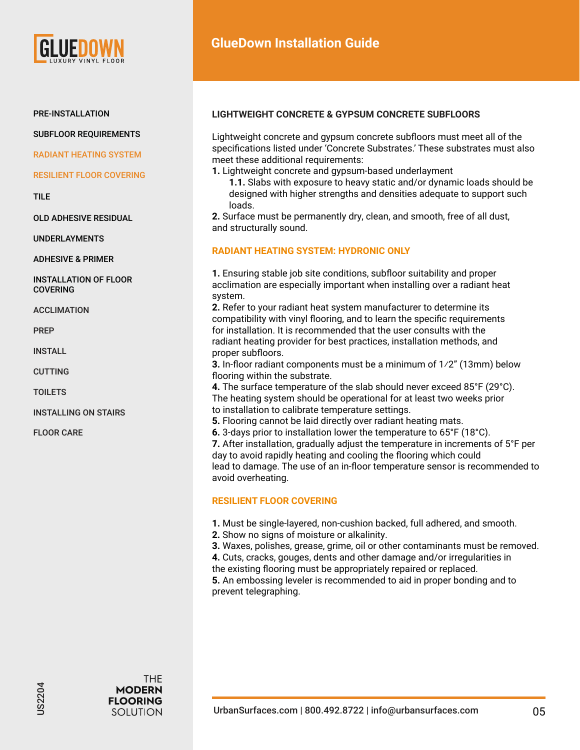## LIGHTWEIGHT CONCRETE & GYPSUM CONCRETE SUBFLOORS

Lightweight concrete and gypsum concrete subfloors must meet all of the specifications listed under 'Concrete Substrates.' These substrates must also meet these additional requirements:

**1.** Lightweight concrete and gypsum-based underlayment

**1.1.** Slabs with exposure to heavy static and/or dynamic loads should be designed with higher strengths and densities adequate to support such loads.

**2.** Surface must be permanently dry, clean, and smooth, free of all dust, and structurally sound.

## RADIANT HEATING SYSTEM: HYDRONIC ONLY

**1.** Ensuring stable job site conditions, subfloor suitability and proper acclimation are especially important when installing over a radiant heat system.

**2.** Refer to your radiant heat system manufacturer to determine its compatibility with vinyl flooring, and to learn the specific requirements for installation. It is recommended that the user consults with the radiant heating provider for best practices, installation methods, and proper subfloors.

**3.** In-floor radiant components must be a minimum of 1⁄2" (13mm) below flooring within the substrate.

**4.** The surface temperature of the slab should never exceed 85°F (29°C). The heating system should be operational for at least two weeks prior to installation to calibrate temperature settings.

**5.** Flooring cannot be laid directly over radiant heating mats.

**6.** 3-days prior to installation lower the temperature to 65°F (18°C).

**7.** After installation, gradually adjust the temperature in increments of 5°F per day to avoid rapidly heating and cooling the flooring which could lead to damage. The use of an in-floor temperature sensor is recommended to avoid overheating.

## RESILIENT FLOOR COVERING

**1.** Must be single-layered, non-cushion backed, full adhered, and smooth.

**2.** Show no signs of moisture or alkalinity.

**3.** Waxes, polishes, grease, grime, oil or other contaminants must be removed.

**4.** Cuts, cracks, gouges, dents and other damage and/or irregularities in the existing flooring must be appropriately repaired or replaced.

**5.** An embossing leveler is recommended to aid in proper bonding and to prevent telegraphing.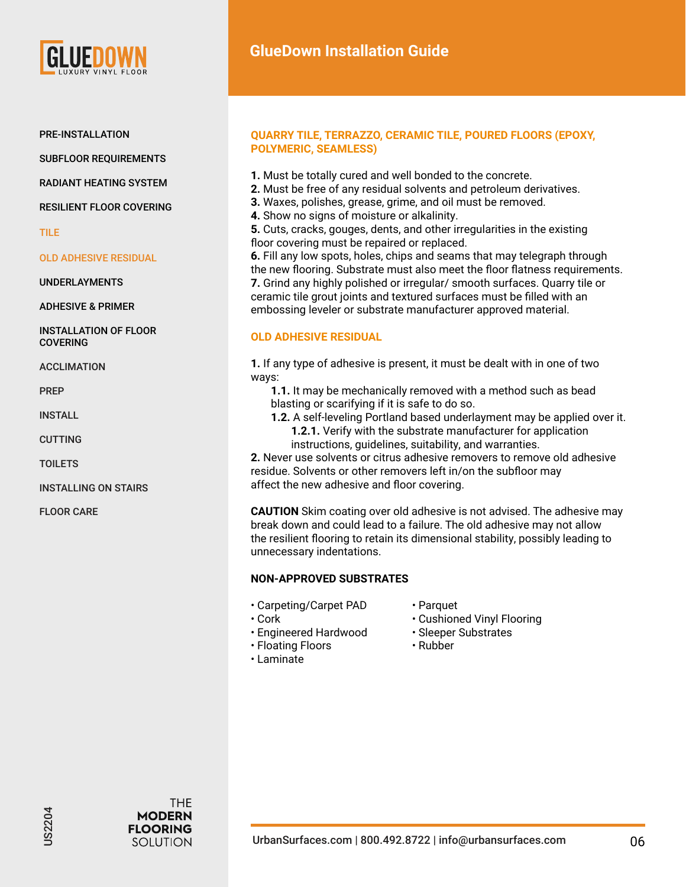## QUARRY TILE, TERRAZZO, CERAMIC TILE, POURED FLOORS (EPOXY, POLYMERIC, SEAMLESS)

**1.** Must be totally cured and well bonded to the concrete.
**2.** Must be free of any residual solvents and petroleum derivatives.
**3.** Waxes, polishes, grease, grime, and oil must be removed.
**4.** Show no signs of moisture or alkalinity.
**5.** Cuts, cracks, gouges, dents, and other irregularities in the existing floor covering must be repaired or replaced.
**6.** Fill any low spots, holes, chips and seams that may telegraph through the new flooring. Substrate must also meet the floor flatness requirements.
**7.** Grind any highly polished or irregular/ smooth surfaces. Quarry tile or ceramic tile grout joints and textured surfaces must be filled with an embossing leveler or substrate manufacturer approved material.

## OLD ADHESIVE RESIDUAL

**1.** If any type of adhesive is present, it must be dealt with in one of two ways:

- **1.1.** It may be mechanically removed with a method such as bead blasting or scarifying if it is safe to do so.
- **1.2.** A self-leveling Portland based underlayment may be applied over it.
  - **1.2.1.** Verify with the substrate manufacturer for application instructions, guidelines, suitability, and warranties.

**2.** Never use solvents or citrus adhesive removers to remove old adhesive residue. Solvents or other removers left in/on the subfloor may affect the new adhesive and floor covering.

**CAUTION** Skim coating over old adhesive is not advised. The adhesive may break down and could lead to a failure. The old adhesive may not allow the resilient flooring to retain its dimensional stability, possibly leading to unnecessary indentations.

### NON-APPROVED SUBSTRATES

- Carpeting/Carpet PAD
- Cork
- Engineered Hardwood
- Floating Floors
- Laminate
- Parquet
- Cushioned Vinyl Flooring
- Sleeper Substrates
- Rubber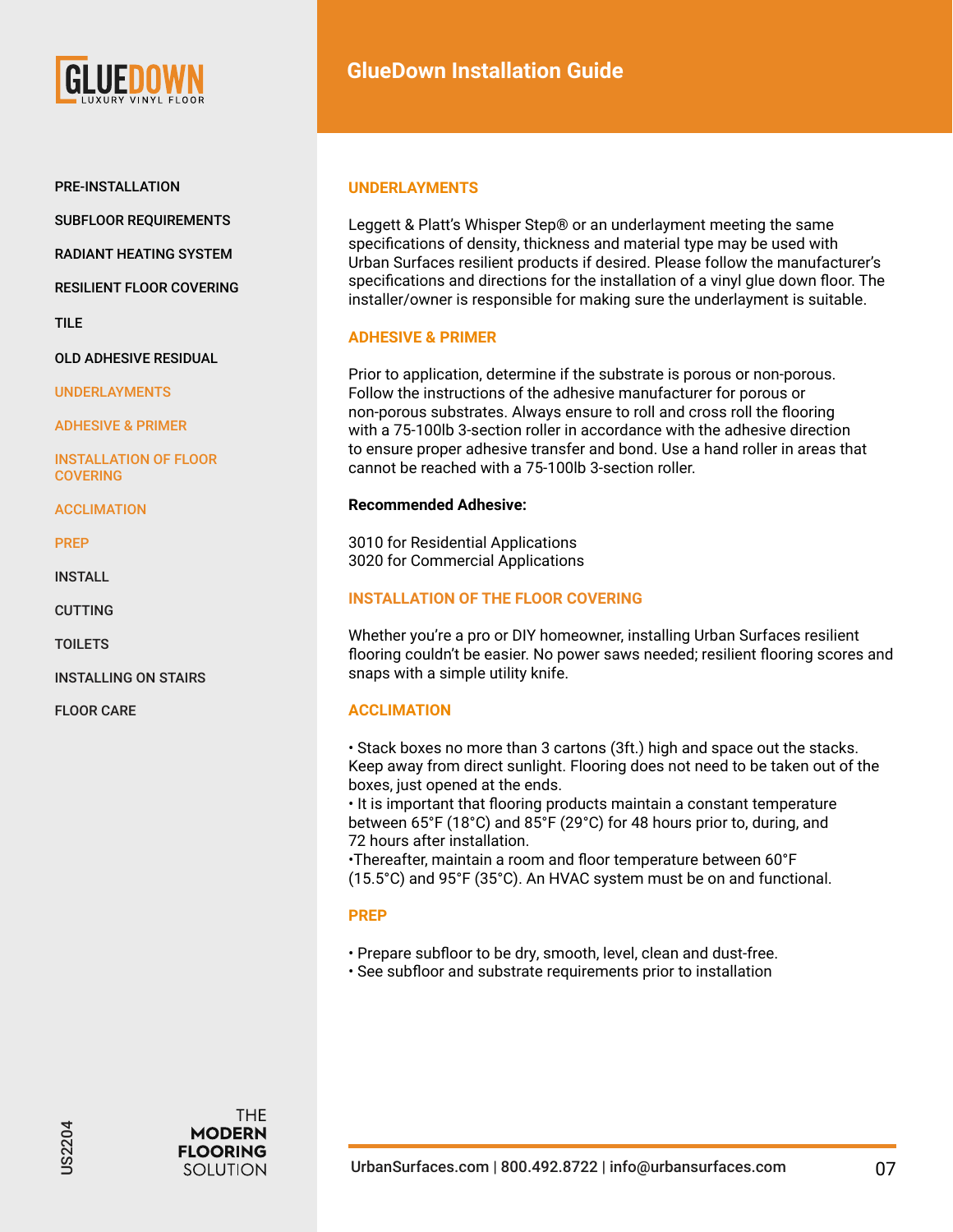# GlueDown Installation Guide

## UNDERLAYMENTS

Leggett & Platt's Whisper Step® or an underlayment meeting the same specifications of density, thickness and material type may be used with Urban Surfaces resilient products if desired. Please follow the manufacturer's specifications and directions for the installation of a vinyl glue down floor. The installer/owner is responsible for making sure the underlayment is suitable.

## ADHESIVE & PRIMER

Prior to application, determine if the substrate is porous or non-porous. Follow the instructions of the adhesive manufacturer for porous or non-porous substrates. Always ensure to roll and cross roll the flooring with a 75-100lb 3-section roller in accordance with the adhesive direction to ensure proper adhesive transfer and bond. Use a hand roller in areas that cannot be reached with a 75-100lb 3-section roller.

**Recommended Adhesive:**

3010 for Residential Applications
3020 for Commercial Applications

## INSTALLATION OF THE FLOOR COVERING

Whether you're a pro or DIY homeowner, installing Urban Surfaces resilient flooring couldn't be easier. No power saws needed; resilient flooring scores and snaps with a simple utility knife.

## ACCLIMATION

- Stack boxes no more than 3 cartons (3ft.) high and space out the stacks. Keep away from direct sunlight. Flooring does not need to be taken out of the boxes, just opened at the ends.
- It is important that flooring products maintain a constant temperature between 65°F (18°C) and 85°F (29°C) for 48 hours prior to, during, and 72 hours after installation.
- Thereafter, maintain a room and floor temperature between 60°F (15.5°C) and 95°F (35°C). An HVAC system must be on and functional.

## PREP

- Prepare subfloor to be dry, smooth, level, clean and dust-free.
- See subfloor and substrate requirements prior to installation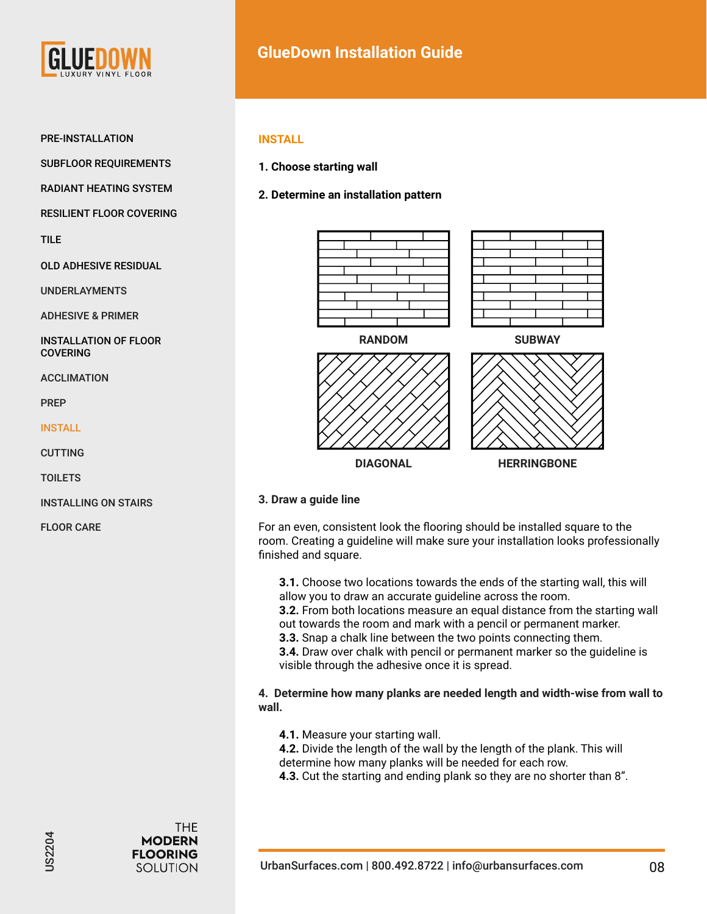# GlueDown Installation Guide

## INSTALL

**1. Choose starting wall**

**2. Determine an installation pattern**

RANDOM

SUBWAY

DIAGONAL

HERRINGBONE

**3. Draw a guide line**

For an even, consistent look the flooring should be installed square to the room. Creating a guideline will make sure your installation looks professionally finished and square.

**3.1.** Choose two locations towards the ends of the starting wall, this will allow you to draw an accurate guideline across the room.
**3.2.** From both locations measure an equal distance from the starting wall out towards the room and mark with a pencil or permanent marker.
**3.3.** Snap a chalk line between the two points connecting them.
**3.4.** Draw over chalk with pencil or permanent marker so the guideline is visible through the adhesive once it is spread.

**4. Determine how many planks are needed length and width-wise from wall to wall.**

**4.1.** Measure your starting wall.
**4.2.** Divide the length of the wall by the length of the plank. This will determine how many planks will be needed for each row.
**4.3.** Cut the starting and ending plank so they are no shorter than 8".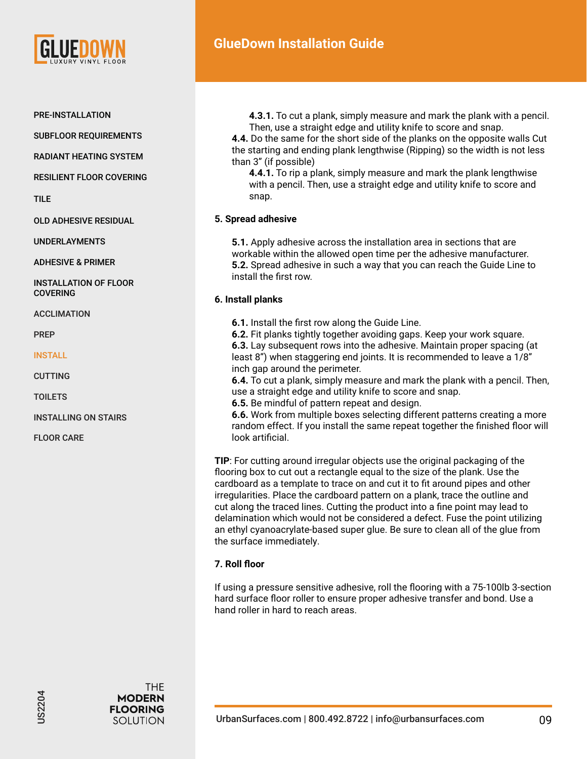**4.3.1.** To cut a plank, simply measure and mark the plank with a pencil. Then, use a straight edge and utility knife to score and snap.

**4.4.** Do the same for the short side of the planks on the opposite walls Cut the starting and ending plank lengthwise (Ripping) so the width is not less than 3" (if possible)

**4.4.1.** To rip a plank, simply measure and mark the plank lengthwise with a pencil. Then, use a straight edge and utility knife to score and snap.

**5. Spread adhesive**

**5.1.** Apply adhesive across the installation area in sections that are workable within the allowed open time per the adhesive manufacturer.
**5.2.** Spread adhesive in such a way that you can reach the Guide Line to install the first row.

**6. Install planks**

**6.1.** Install the first row along the Guide Line.
**6.2.** Fit planks tightly together avoiding gaps. Keep your work square.
**6.3.** Lay subsequent rows into the adhesive. Maintain proper spacing (at least 8") when staggering end joints. It is recommended to leave a 1/8" inch gap around the perimeter.
**6.4.** To cut a plank, simply measure and mark the plank with a pencil. Then, use a straight edge and utility knife to score and snap.
**6.5.** Be mindful of pattern repeat and design.
**6.6.** Work from multiple boxes selecting different patterns creating a more random effect. If you install the same repeat together the finished floor will look artificial.

**TIP**: For cutting around irregular objects use the original packaging of the flooring box to cut out a rectangle equal to the size of the plank. Use the cardboard as a template to trace on and cut it to fit around pipes and other irregularities. Place the cardboard pattern on a plank, trace the outline and cut along the traced lines. Cutting the product into a fine point may lead to delamination which would not be considered a defect. Fuse the point utilizing an ethyl cyanoacrylate-based super glue. Be sure to clean all of the glue from the surface immediately.

**7. Roll floor**

If using a pressure sensitive adhesive, roll the flooring with a 75-100lb 3-section hard surface floor roller to ensure proper adhesive transfer and bond. Use a hand roller in hard to reach areas.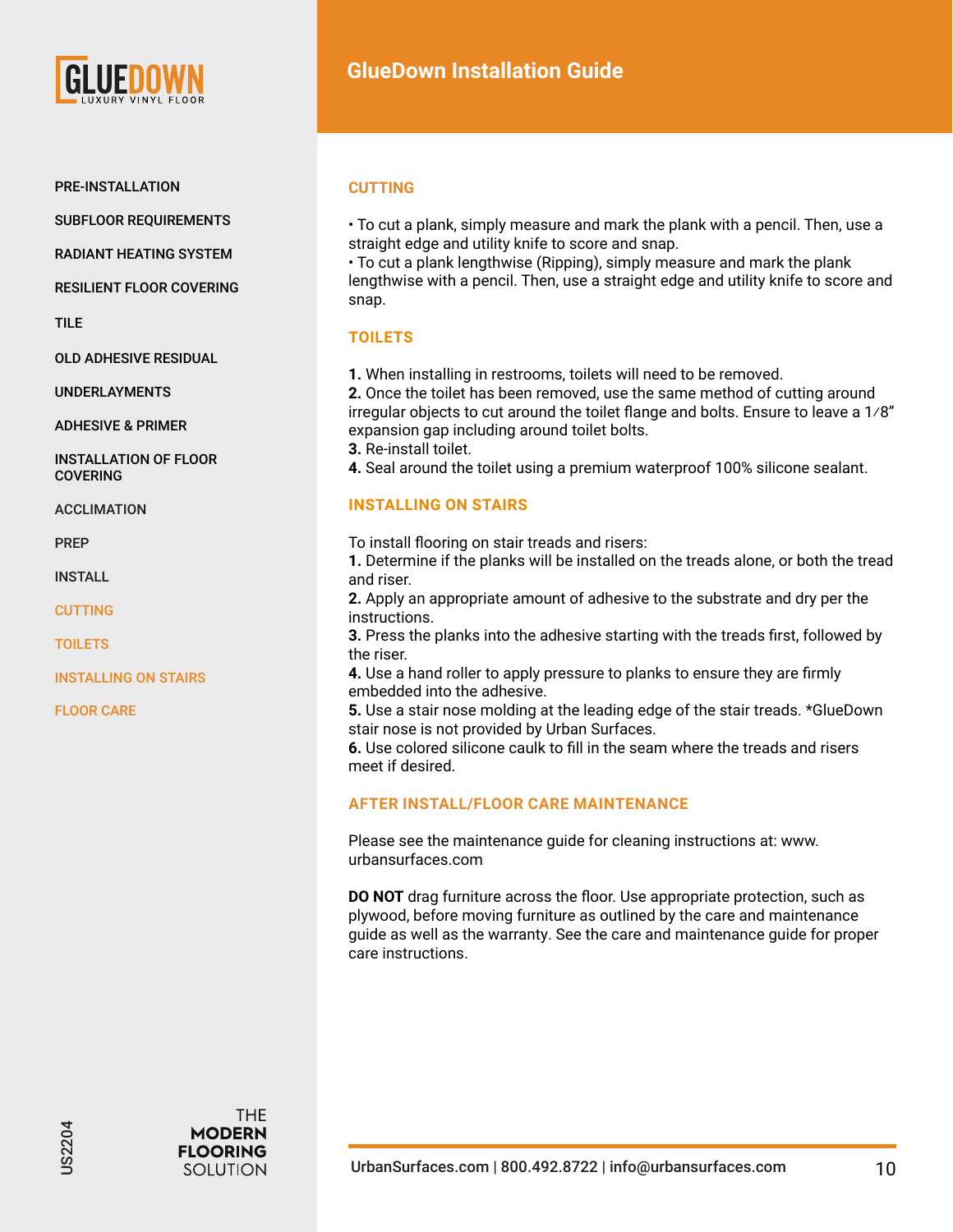## CUTTING

• To cut a plank, simply measure and mark the plank with a pencil. Then, use a straight edge and utility knife to score and snap.
• To cut a plank lengthwise (Ripping), simply measure and mark the plank lengthwise with a pencil. Then, use a straight edge and utility knife to score and snap.

## TOILETS

**1.** When installing in restrooms, toilets will need to be removed.
**2.** Once the toilet has been removed, use the same method of cutting around irregular objects to cut around the toilet flange and bolts. Ensure to leave a 1/8" expansion gap including around toilet bolts.
**3.** Re-install toilet.
**4.** Seal around the toilet using a premium waterproof 100% silicone sealant.

## INSTALLING ON STAIRS

To install flooring on stair treads and risers:
**1.** Determine if the planks will be installed on the treads alone, or both the tread and riser.
**2.** Apply an appropriate amount of adhesive to the substrate and dry per the instructions.
**3.** Press the planks into the adhesive starting with the treads first, followed by the riser.
**4.** Use a hand roller to apply pressure to planks to ensure they are firmly embedded into the adhesive.
**5.** Use a stair nose molding at the leading edge of the stair treads. *GlueDown stair nose is not provided by Urban Surfaces.
**6.** Use colored silicone caulk to fill in the seam where the treads and risers meet if desired.

## AFTER INSTALL/FLOOR CARE MAINTENANCE

Please see the maintenance guide for cleaning instructions at: www.urbansurfaces.com

**DO NOT** drag furniture across the floor. Use appropriate protection, such as plywood, before moving furniture as outlined by the care and maintenance guide as well as the warranty. See the care and maintenance guide for proper care instructions.